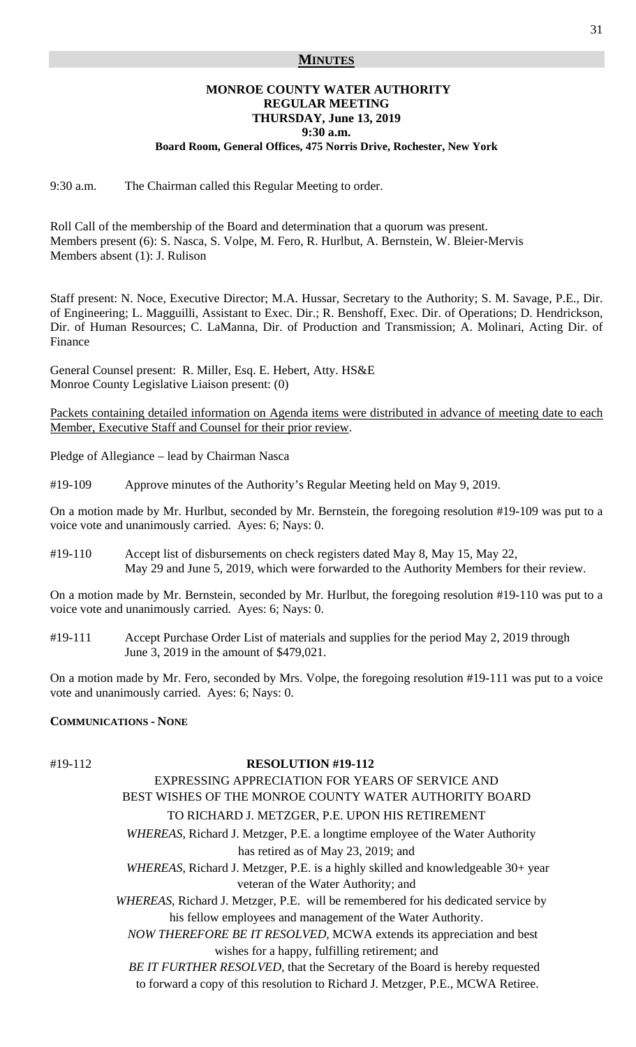# MINUTES

**MONROE COUNTY WATER AUTHORITY**
**REGULAR MEETING**
**THURSDAY, June 13, 2019**
**9:30 a.m.**
**Board Room, General Offices, 475 Norris Drive, Rochester, New York**

9:30 a.m. The Chairman called this Regular Meeting to order.

Roll Call of the membership of the Board and determination that a quorum was present.
Members present (6): S. Nasca, S. Volpe, M. Fero, R. Hurlbut, A. Bernstein, W. Bleier-Mervis
Members absent (1): J. Rulison

Staff present: N. Noce, Executive Director; M.A. Hussar, Secretary to the Authority; S. M. Savage, P.E., Dir. of Engineering; L. Magguilli, Assistant to Exec. Dir.; R. Benshoff, Exec. Dir. of Operations; D. Hendrickson, Dir. of Human Resources; C. LaManna, Dir. of Production and Transmission; A. Molinari, Acting Dir. of Finance

General Counsel present: R. Miller, Esq. E. Hebert, Atty. HS&E
Monroe County Legislative Liaison present: (0)

Packets containing detailed information on Agenda items were distributed in advance of meeting date to each Member, Executive Staff and Counsel for their prior review.

Pledge of Allegiance – lead by Chairman Nasca

#19-109 Approve minutes of the Authority's Regular Meeting held on May 9, 2019.

On a motion made by Mr. Hurlbut, seconded by Mr. Bernstein, the foregoing resolution #19-109 was put to a voice vote and unanimously carried. Ayes: 6; Nays: 0.

#19-110 Accept list of disbursements on check registers dated May 8, May 15, May 22, May 29 and June 5, 2019, which were forwarded to the Authority Members for their review.

On a motion made by Mr. Bernstein, seconded by Mr. Hurlbut, the foregoing resolution #19-110 was put to a voice vote and unanimously carried. Ayes: 6; Nays: 0.

#19-111 Accept Purchase Order List of materials and supplies for the period May 2, 2019 through June 3, 2019 in the amount of $479,021.

On a motion made by Mr. Fero, seconded by Mrs. Volpe, the foregoing resolution #19-111 was put to a voice vote and unanimously carried. Ayes: 6; Nays: 0.

**COMMUNICATIONS - NONE**

#19-112

**RESOLUTION #19-112**

EXPRESSING APPRECIATION FOR YEARS OF SERVICE AND
BEST WISHES OF THE MONROE COUNTY WATER AUTHORITY BOARD
TO RICHARD J. METZGER, P.E. UPON HIS RETIREMENT

*WHEREAS*, Richard J. Metzger, P.E. a longtime employee of the Water Authority has retired as of May 23, 2019; and

*WHEREAS*, Richard J. Metzger, P.E. is a highly skilled and knowledgeable 30+ year veteran of the Water Authority; and

*WHEREAS*, Richard J. Metzger, P.E. will be remembered for his dedicated service by his fellow employees and management of the Water Authority.

*NOW THEREFORE BE IT RESOLVED*, MCWA extends its appreciation and best wishes for a happy, fulfilling retirement; and

*BE IT FURTHER RESOLVED*, that the Secretary of the Board is hereby requested to forward a copy of this resolution to Richard J. Metzger, P.E., MCWA Retiree.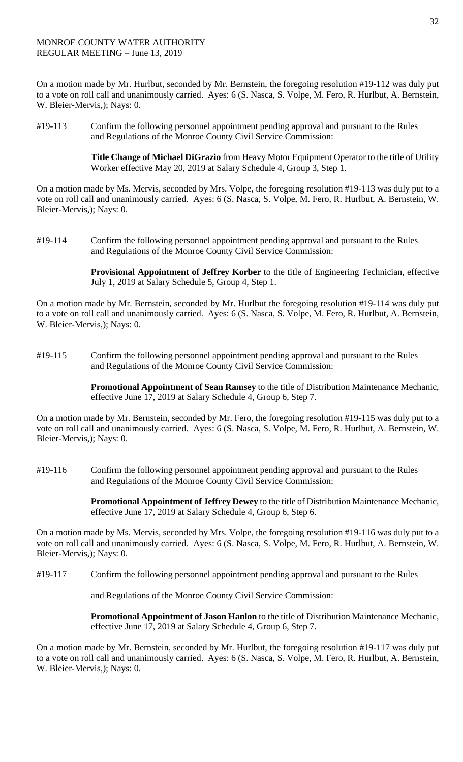On a motion made by Mr. Hurlbut, seconded by Mr. Bernstein, the foregoing resolution #19-112 was duly put to a vote on roll call and unanimously carried. Ayes: 6 (S. Nasca, S. Volpe, M. Fero, R. Hurlbut, A. Bernstein, W. Bleier-Mervis,); Nays: 0.

#19-113 Confirm the following personnel appointment pending approval and pursuant to the Rules and Regulations of the Monroe County Civil Service Commission:

**Title Change of Michael DiGrazio** from Heavy Motor Equipment Operator to the title of Utility Worker effective May 20, 2019 at Salary Schedule 4, Group 3, Step 1.

On a motion made by Ms. Mervis, seconded by Mrs. Volpe, the foregoing resolution #19-113 was duly put to a vote on roll call and unanimously carried. Ayes: 6 (S. Nasca, S. Volpe, M. Fero, R. Hurlbut, A. Bernstein, W. Bleier-Mervis,); Nays: 0.

#19-114 Confirm the following personnel appointment pending approval and pursuant to the Rules and Regulations of the Monroe County Civil Service Commission:

**Provisional Appointment of Jeffrey Korber** to the title of Engineering Technician, effective July 1, 2019 at Salary Schedule 5, Group 4, Step 1.

On a motion made by Mr. Bernstein, seconded by Mr. Hurlbut the foregoing resolution #19-114 was duly put to a vote on roll call and unanimously carried. Ayes: 6 (S. Nasca, S. Volpe, M. Fero, R. Hurlbut, A. Bernstein, W. Bleier-Mervis,); Nays: 0.

#19-115 Confirm the following personnel appointment pending approval and pursuant to the Rules and Regulations of the Monroe County Civil Service Commission:

**Promotional Appointment of Sean Ramsey** to the title of Distribution Maintenance Mechanic, effective June 17, 2019 at Salary Schedule 4, Group 6, Step 7.

On a motion made by Mr. Bernstein, seconded by Mr. Fero, the foregoing resolution #19-115 was duly put to a vote on roll call and unanimously carried. Ayes: 6 (S. Nasca, S. Volpe, M. Fero, R. Hurlbut, A. Bernstein, W. Bleier-Mervis,); Nays: 0.

#19-116 Confirm the following personnel appointment pending approval and pursuant to the Rules and Regulations of the Monroe County Civil Service Commission:

**Promotional Appointment of Jeffrey Dewey** to the title of Distribution Maintenance Mechanic, effective June 17, 2019 at Salary Schedule 4, Group 6, Step 6.

On a motion made by Ms. Mervis, seconded by Mrs. Volpe, the foregoing resolution #19-116 was duly put to a vote on roll call and unanimously carried. Ayes: 6 (S. Nasca, S. Volpe, M. Fero, R. Hurlbut, A. Bernstein, W. Bleier-Mervis,); Nays: 0.

#19-117 Confirm the following personnel appointment pending approval and pursuant to the Rules

and Regulations of the Monroe County Civil Service Commission:

**Promotional Appointment of Jason Hanlon** to the title of Distribution Maintenance Mechanic, effective June 17, 2019 at Salary Schedule 4, Group 6, Step 7.

On a motion made by Mr. Bernstein, seconded by Mr. Hurlbut, the foregoing resolution #19-117 was duly put to a vote on roll call and unanimously carried. Ayes: 6 (S. Nasca, S. Volpe, M. Fero, R. Hurlbut, A. Bernstein, W. Bleier-Mervis,); Nays: 0.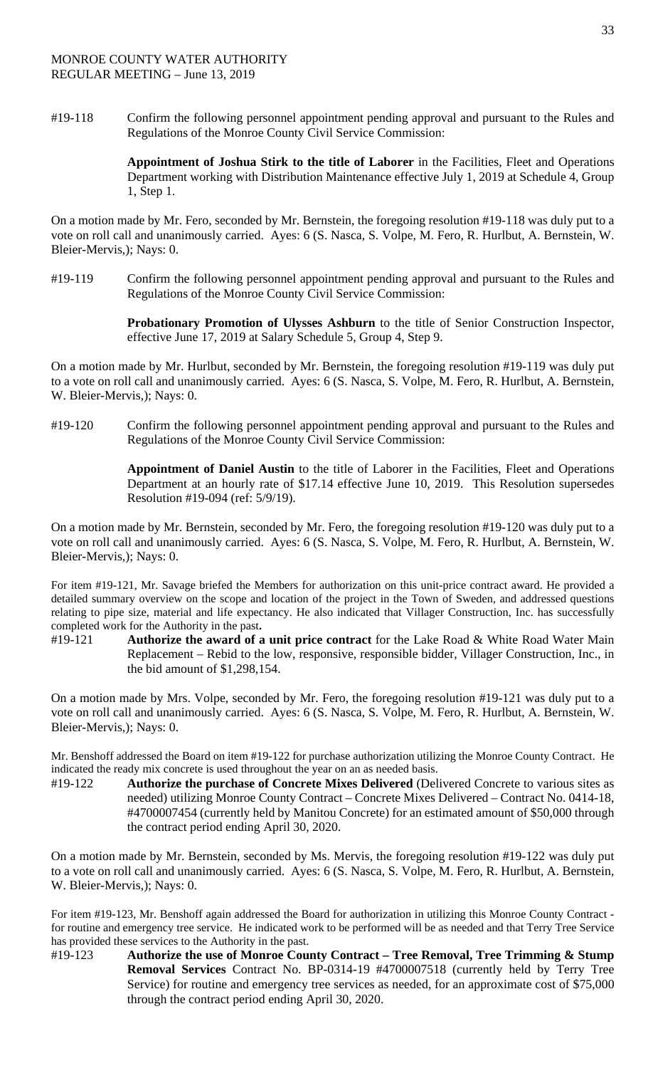MONROE COUNTY WATER AUTHORITY
REGULAR MEETING – June 13, 2019

#19-118 Confirm the following personnel appointment pending approval and pursuant to the Rules and Regulations of the Monroe County Civil Service Commission:

**Appointment of Joshua Stirk to the title of Laborer** in the Facilities, Fleet and Operations Department working with Distribution Maintenance effective July 1, 2019 at Schedule 4, Group 1, Step 1.

On a motion made by Mr. Fero, seconded by Mr. Bernstein, the foregoing resolution #19-118 was duly put to a vote on roll call and unanimously carried. Ayes: 6 (S. Nasca, S. Volpe, M. Fero, R. Hurlbut, A. Bernstein, W. Bleier-Mervis,); Nays: 0.

#19-119 Confirm the following personnel appointment pending approval and pursuant to the Rules and Regulations of the Monroe County Civil Service Commission:

**Probationary Promotion of Ulysses Ashburn** to the title of Senior Construction Inspector, effective June 17, 2019 at Salary Schedule 5, Group 4, Step 9.

On a motion made by Mr. Hurlbut, seconded by Mr. Bernstein, the foregoing resolution #19-119 was duly put to a vote on roll call and unanimously carried. Ayes: 6 (S. Nasca, S. Volpe, M. Fero, R. Hurlbut, A. Bernstein, W. Bleier-Mervis,); Nays: 0.

#19-120 Confirm the following personnel appointment pending approval and pursuant to the Rules and Regulations of the Monroe County Civil Service Commission:

**Appointment of Daniel Austin** to the title of Laborer in the Facilities, Fleet and Operations Department at an hourly rate of $17.14 effective June 10, 2019. This Resolution supersedes Resolution #19-094 (ref: 5/9/19).

On a motion made by Mr. Bernstein, seconded by Mr. Fero, the foregoing resolution #19-120 was duly put to a vote on roll call and unanimously carried. Ayes: 6 (S. Nasca, S. Volpe, M. Fero, R. Hurlbut, A. Bernstein, W. Bleier-Mervis,); Nays: 0.

For item #19-121, Mr. Savage briefed the Members for authorization on this unit-price contract award. He provided a detailed summary overview on the scope and location of the project in the Town of Sweden, and addressed questions relating to pipe size, material and life expectancy. He also indicated that Villager Construction, Inc. has successfully completed work for the Authority in the past**.**

#19-121 **Authorize the award of a unit price contract** for the Lake Road & White Road Water Main Replacement – Rebid to the low, responsive, responsible bidder, Villager Construction, Inc., in the bid amount of $1,298,154.

On a motion made by Mrs. Volpe, seconded by Mr. Fero, the foregoing resolution #19-121 was duly put to a vote on roll call and unanimously carried. Ayes: 6 (S. Nasca, S. Volpe, M. Fero, R. Hurlbut, A. Bernstein, W. Bleier-Mervis,); Nays: 0.

Mr. Benshoff addressed the Board on item #19-122 for purchase authorization utilizing the Monroe County Contract. He indicated the ready mix concrete is used throughout the year on an as needed basis.

#19-122 **Authorize the purchase of Concrete Mixes Delivered** (Delivered Concrete to various sites as needed) utilizing Monroe County Contract – Concrete Mixes Delivered – Contract No. 0414-18, #4700007454 (currently held by Manitou Concrete) for an estimated amount of $50,000 through the contract period ending April 30, 2020.

On a motion made by Mr. Bernstein, seconded by Ms. Mervis, the foregoing resolution #19-122 was duly put to a vote on roll call and unanimously carried. Ayes: 6 (S. Nasca, S. Volpe, M. Fero, R. Hurlbut, A. Bernstein, W. Bleier-Mervis,); Nays: 0.

For item #19-123, Mr. Benshoff again addressed the Board for authorization in utilizing this Monroe County Contract - for routine and emergency tree service. He indicated work to be performed will be as needed and that Terry Tree Service has provided these services to the Authority in the past.

#19-123 **Authorize the use of Monroe County Contract – Tree Removal, Tree Trimming & Stump Removal Services** Contract No. BP-0314-19 #4700007518 (currently held by Terry Tree Service) for routine and emergency tree services as needed, for an approximate cost of $75,000 through the contract period ending April 30, 2020.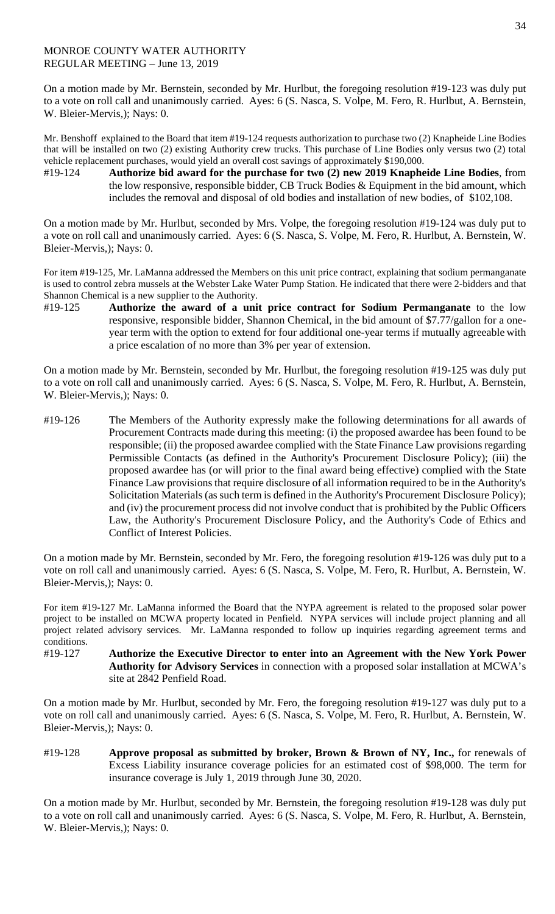MONROE COUNTY WATER AUTHORITY
REGULAR MEETING – June 13, 2019

On a motion made by Mr. Bernstein, seconded by Mr. Hurlbut, the foregoing resolution #19-123 was duly put to a vote on roll call and unanimously carried. Ayes: 6 (S. Nasca, S. Volpe, M. Fero, R. Hurlbut, A. Bernstein, W. Bleier-Mervis,); Nays: 0.

Mr. Benshoff explained to the Board that item #19-124 requests authorization to purchase two (2) Knapheide Line Bodies that will be installed on two (2) existing Authority crew trucks. This purchase of Line Bodies only versus two (2) total vehicle replacement purchases, would yield an overall cost savings of approximately $190,000.

#19-124 **Authorize bid award for the purchase for two (2) new 2019 Knapheide Line Bodies**, from the low responsive, responsible bidder, CB Truck Bodies & Equipment in the bid amount, which includes the removal and disposal of old bodies and installation of new bodies, of $102,108.

On a motion made by Mr. Hurlbut, seconded by Mrs. Volpe, the foregoing resolution #19-124 was duly put to a vote on roll call and unanimously carried. Ayes: 6 (S. Nasca, S. Volpe, M. Fero, R. Hurlbut, A. Bernstein, W. Bleier-Mervis,); Nays: 0.

For item #19-125, Mr. LaManna addressed the Members on this unit price contract, explaining that sodium permanganate is used to control zebra mussels at the Webster Lake Water Pump Station. He indicated that there were 2-bidders and that Shannon Chemical is a new supplier to the Authority.

#19-125 **Authorize the award of a unit price contract for Sodium Permanganate** to the low responsive, responsible bidder, Shannon Chemical, in the bid amount of $7.77/gallon for a one-year term with the option to extend for four additional one-year terms if mutually agreeable with a price escalation of no more than 3% per year of extension.

On a motion made by Mr. Bernstein, seconded by Mr. Hurlbut, the foregoing resolution #19-125 was duly put to a vote on roll call and unanimously carried. Ayes: 6 (S. Nasca, S. Volpe, M. Fero, R. Hurlbut, A. Bernstein, W. Bleier-Mervis,); Nays: 0.

#19-126 The Members of the Authority expressly make the following determinations for all awards of Procurement Contracts made during this meeting: (i) the proposed awardee has been found to be responsible; (ii) the proposed awardee complied with the State Finance Law provisions regarding Permissible Contacts (as defined in the Authority's Procurement Disclosure Policy); (iii) the proposed awardee has (or will prior to the final award being effective) complied with the State Finance Law provisions that require disclosure of all information required to be in the Authority's Solicitation Materials (as such term is defined in the Authority's Procurement Disclosure Policy); and (iv) the procurement process did not involve conduct that is prohibited by the Public Officers Law, the Authority's Procurement Disclosure Policy, and the Authority's Code of Ethics and Conflict of Interest Policies.

On a motion made by Mr. Bernstein, seconded by Mr. Fero, the foregoing resolution #19-126 was duly put to a vote on roll call and unanimously carried. Ayes: 6 (S. Nasca, S. Volpe, M. Fero, R. Hurlbut, A. Bernstein, W. Bleier-Mervis,); Nays: 0.

For item #19-127 Mr. LaManna informed the Board that the NYPA agreement is related to the proposed solar power project to be installed on MCWA property located in Penfield. NYPA services will include project planning and all project related advisory services. Mr. LaManna responded to follow up inquiries regarding agreement terms and conditions.

#19-127 **Authorize the Executive Director to enter into an Agreement with the New York Power Authority for Advisory Services** in connection with a proposed solar installation at MCWA's site at 2842 Penfield Road.

On a motion made by Mr. Hurlbut, seconded by Mr. Fero, the foregoing resolution #19-127 was duly put to a vote on roll call and unanimously carried. Ayes: 6 (S. Nasca, S. Volpe, M. Fero, R. Hurlbut, A. Bernstein, W. Bleier-Mervis,); Nays: 0.

#19-128 **Approve proposal as submitted by broker, Brown & Brown of NY, Inc.,** for renewals of Excess Liability insurance coverage policies for an estimated cost of $98,000. The term for insurance coverage is July 1, 2019 through June 30, 2020.

On a motion made by Mr. Hurlbut, seconded by Mr. Bernstein, the foregoing resolution #19-128 was duly put to a vote on roll call and unanimously carried. Ayes: 6 (S. Nasca, S. Volpe, M. Fero, R. Hurlbut, A. Bernstein, W. Bleier-Mervis,); Nays: 0.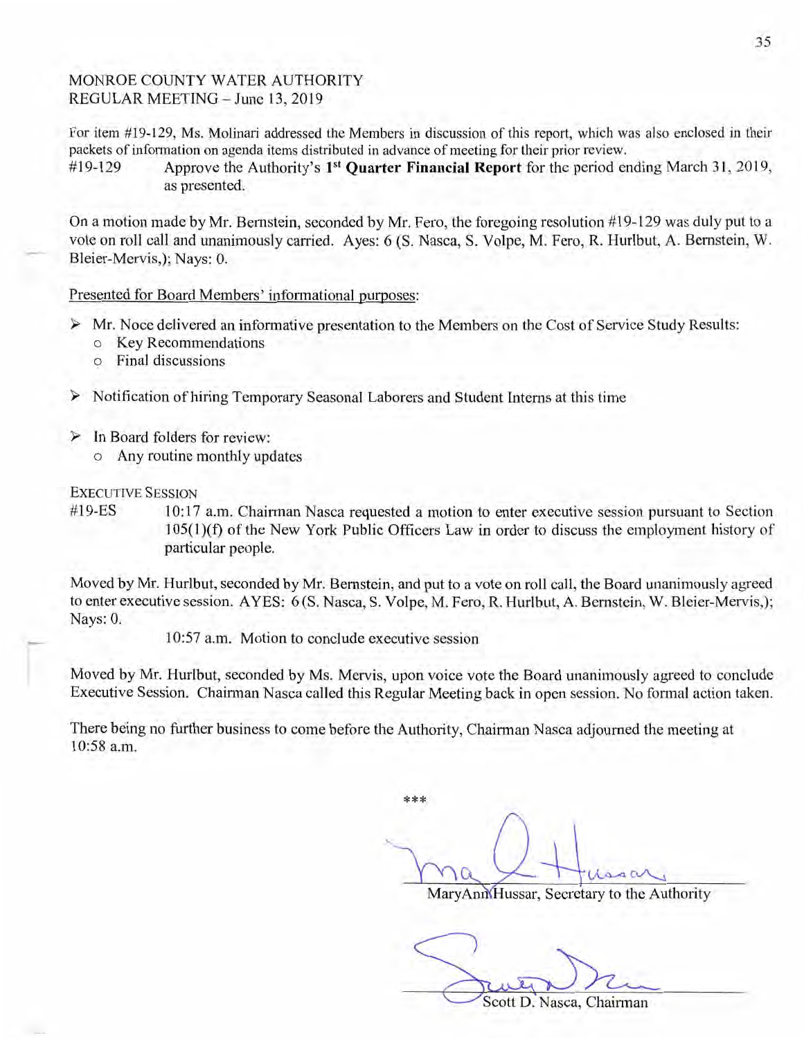MONROE COUNTY WATER AUTHORITY
REGULAR MEETING – June 13, 2019

For item #19-129, Ms. Molinari addressed the Members in discussion of this report, which was also enclosed in their packets of information on agenda items distributed in advance of meeting for their prior review.

#19-129 Approve the Authority's 1st **Quarter Financial Report** for the period ending March 31, 2019, as presented.

On a motion made by Mr. Bernstein, seconded by Mr. Fero, the foregoing resolution #19-129 was duly put to a vote on roll call and unanimously carried. Ayes: 6 (S. Nasca, S. Volpe, M. Fero, R. Hurlbut, A. Bernstein, W. Bleier-Mervis,); Nays: 0.

Presented for Board Members' informational purposes:

- Mr. Noce delivered an informative presentation to the Members on the Cost of Service Study Results:
  - Key Recommendations
  - Final discussions
- Notification of hiring Temporary Seasonal Laborers and Student Interns at this time
- In Board folders for review:
  - Any routine monthly updates

EXECUTIVE SESSION

#19-ES 10:17 a.m. Chairman Nasca requested a motion to enter executive session pursuant to Section 105(1)(f) of the New York Public Officers Law in order to discuss the employment history of particular people.

Moved by Mr. Hurlbut, seconded by Mr. Bernstein, and put to a vote on roll call, the Board unanimously agreed to enter executive session. AYES: 6 (S. Nasca, S. Volpe, M. Fero, R. Hurlbut, A. Bernstein, W. Bleier-Mervis,); Nays: 0.

10:57 a.m. Motion to conclude executive session

Moved by Mr. Hurlbut, seconded by Ms. Mervis, upon voice vote the Board unanimously agreed to conclude Executive Session. Chairman Nasca called this Regular Meeting back in open session. No formal action taken.

There being no further business to come before the Authority, Chairman Nasca adjourned the meeting at 10:58 a.m.

***

MaryAnn Hussar, Secretary to the Authority

Scott D. Nasca, Chairman